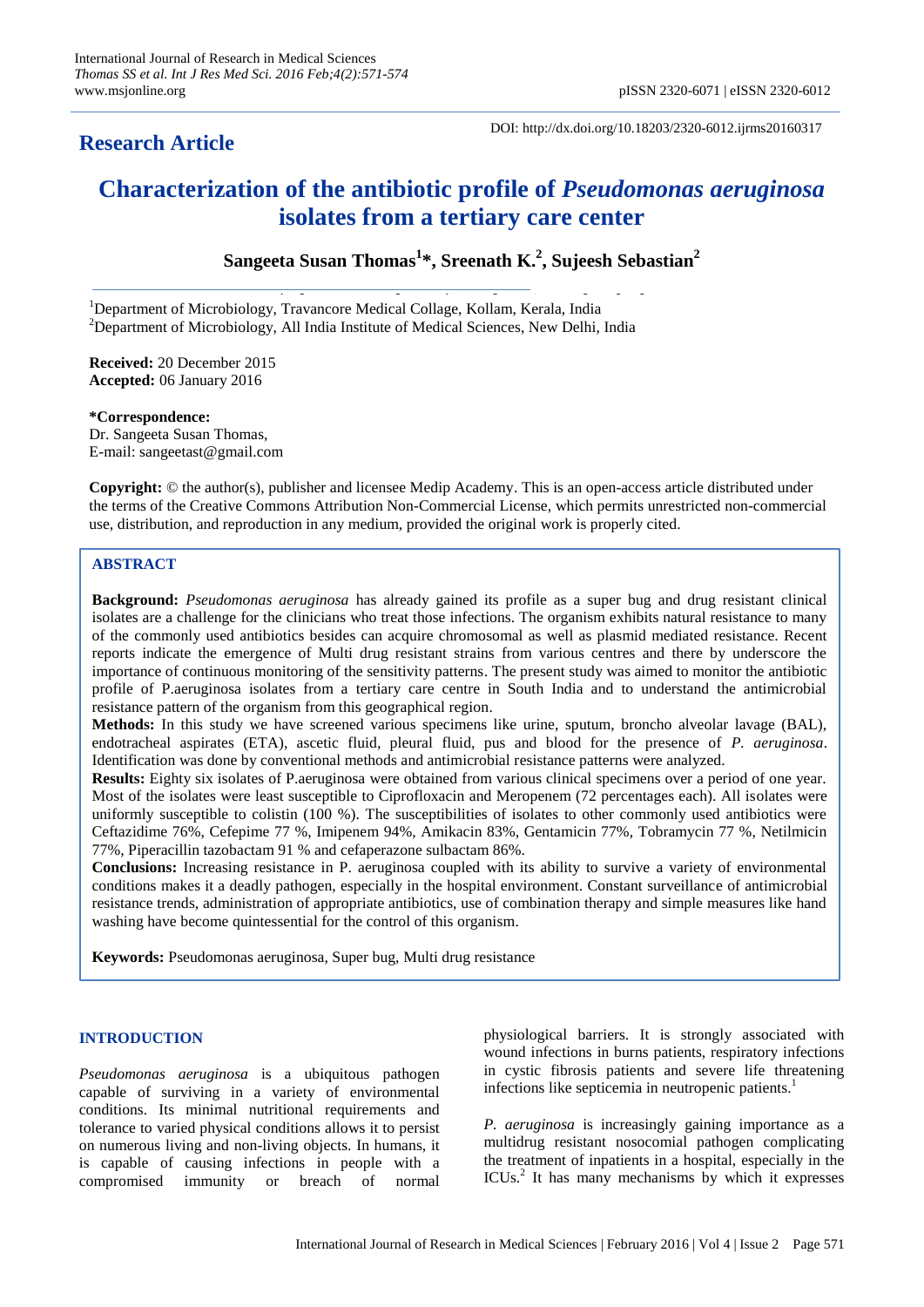DOI: http://dx.doi.org/10.18203/2320-6012.ijrms20160317

**Research Article**

# Characterization of the antibiotic profile of *Pseudomonas aeruginosa* isolates from a tertiary care center

**Sangeeta Susan Thomas[1]*, Sreenath K.[2], Sujeesh Sebastian[2]**

[1]Department of Microbiology, Travancore Medical Collage, Kollam, Kerala, India
[2]Department of Microbiology, All India Institute of Medical Sciences, New Delhi, India

**Received:** 20 December 2015
**Accepted:** 06 January 2016

***Correspondence:**
Dr. Sangeeta Susan Thomas,
E-mail: sangeetast@gmail.com

**Copyright:** © the author(s), publisher and licensee Medip Academy. This is an open-access article distributed under the terms of the Creative Commons Attribution Non-Commercial License, which permits unrestricted non-commercial use, distribution, and reproduction in any medium, provided the original work is properly cited.

## ABSTRACT

**Background:** *Pseudomonas aeruginosa* has already gained its profile as a super bug and drug resistant clinical isolates are a challenge for the clinicians who treat those infections. The organism exhibits natural resistance to many of the commonly used antibiotics besides can acquire chromosomal as well as plasmid mediated resistance. Recent reports indicate the emergence of Multi drug resistant strains from various centres and there by underscore the importance of continuous monitoring of the sensitivity patterns. The present study was aimed to monitor the antibiotic profile of P.aeruginosa isolates from a tertiary care centre in South India and to understand the antimicrobial resistance pattern of the organism from this geographical region.

**Methods:** In this study we have screened various specimens like urine, sputum, broncho alveolar lavage (BAL), endotracheal aspirates (ETA), ascetic fluid, pleural fluid, pus and blood for the presence of *P. aeruginosa*. Identification was done by conventional methods and antimicrobial resistance patterns were analyzed.

**Results:** Eighty six isolates of P.aeruginosa were obtained from various clinical specimens over a period of one year. Most of the isolates were least susceptible to Ciprofloxacin and Meropenem (72 percentages each). All isolates were uniformly susceptible to colistin (100 %). The susceptibilities of isolates to other commonly used antibiotics were Ceftazidime 76%, Cefepime 77 %, Imipenem 94%, Amikacin 83%, Gentamicin 77%, Tobramycin 77 %, Netilmicin 77%, Piperacillin tazobactam 91 % and cefaperazone sulbactam 86%.

**Conclusions:** Increasing resistance in P. aeruginosa coupled with its ability to survive a variety of environmental conditions makes it a deadly pathogen, especially in the hospital environment. Constant surveillance of antimicrobial resistance trends, administration of appropriate antibiotics, use of combination therapy and simple measures like hand washing have become quintessential for the control of this organism.

**Keywords:** Pseudomonas aeruginosa, Super bug, Multi drug resistance

## INTRODUCTION

*Pseudomonas aeruginosa* is a ubiquitous pathogen capable of surviving in a variety of environmental conditions. Its minimal nutritional requirements and tolerance to varied physical conditions allows it to persist on numerous living and non-living objects. In humans, it is capable of causing infections in people with a compromised immunity or breach of normal physiological barriers. It is strongly associated with wound infections in burns patients, respiratory infections in cystic fibrosis patients and severe life threatening infections like septicemia in neutropenic patients.[1]

*P. aeruginosa* is increasingly gaining importance as a multidrug resistant nosocomial pathogen complicating the treatment of inpatients in a hospital, especially in the ICUs.[2] It has many mechanisms by which it expresses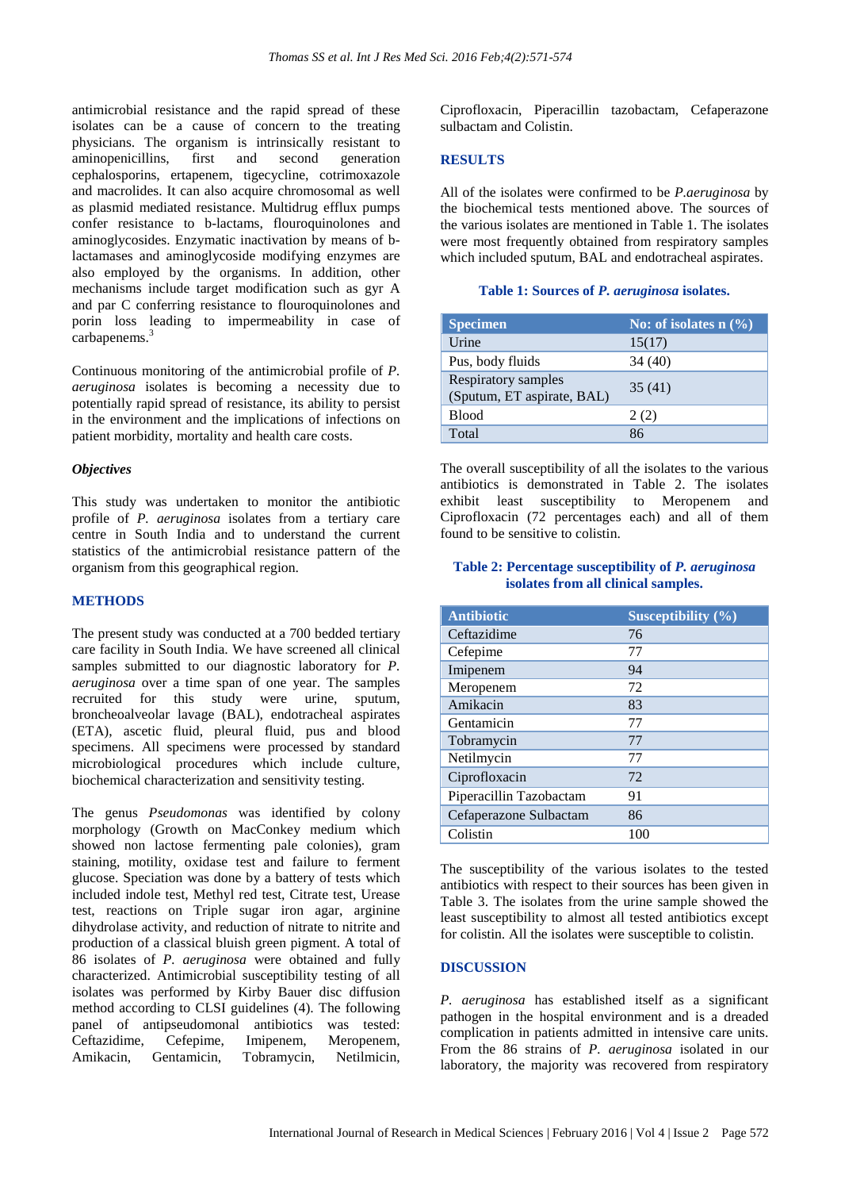antimicrobial resistance and the rapid spread of these isolates can be a cause of concern to the treating physicians. The organism is intrinsically resistant to aminopenicillins, first and second generation cephalosporins, ertapenem, tigecycline, cotrimoxazole and macrolides. It can also acquire chromosomal as well as plasmid mediated resistance. Multidrug efflux pumps confer resistance to b-lactams, flouroquinolones and aminoglycosides. Enzymatic inactivation by means of b-lactamases and aminoglycoside modifying enzymes are also employed by the organisms. In addition, other mechanisms include target modification such as gyr A and par C conferring resistance to flouroquinolones and porin loss leading to impermeability in case of carbapenems.[3]

Continuous monitoring of the antimicrobial profile of *P. aeruginosa* isolates is becoming a necessity due to potentially rapid spread of resistance, its ability to persist in the environment and the implications of infections on patient morbidity, mortality and health care costs.

### *Objectives*

This study was undertaken to monitor the antibiotic profile of *P. aeruginosa* isolates from a tertiary care centre in South India and to understand the current statistics of the antimicrobial resistance pattern of the organism from this geographical region.

## METHODS

The present study was conducted at a 700 bedded tertiary care facility in South India. We have screened all clinical samples submitted to our diagnostic laboratory for *P. aeruginosa* over a time span of one year. The samples recruited for this study were urine, sputum, broncheoalveolar lavage (BAL), endotracheal aspirates (ETA), ascetic fluid, pleural fluid, pus and blood specimens. All specimens were processed by standard microbiological procedures which include culture, biochemical characterization and sensitivity testing.

The genus *Pseudomonas* was identified by colony morphology (Growth on MacConkey medium which showed non lactose fermenting pale colonies), gram staining, motility, oxidase test and failure to ferment glucose. Speciation was done by a battery of tests which included indole test, Methyl red test, Citrate test, Urease test, reactions on Triple sugar iron agar, arginine dihydrolase activity, and reduction of nitrate to nitrite and production of a classical bluish green pigment. A total of 86 isolates of *P. aeruginosa* were obtained and fully characterized. Antimicrobial susceptibility testing of all isolates was performed by Kirby Bauer disc diffusion method according to CLSI guidelines (4). The following panel of antipseudomonal antibiotics was tested: Ceftazidime, Cefepime, Imipenem, Meropenem, Amikacin, Gentamicin, Tobramycin, Netilmicin, Ciprofloxacin, Piperacillin tazobactam, Cefaperazone sulbactam and Colistin.

## RESULTS

All of the isolates were confirmed to be *P.aeruginosa* by the biochemical tests mentioned above. The sources of the various isolates are mentioned in Table 1. The isolates were most frequently obtained from respiratory samples which included sputum, BAL and endotracheal aspirates.

**Table 1: Sources of *P. aeruginosa* isolates.**

| Specimen | No: of isolates n (%) |
|---|---|
| Urine | 15(17) |
| Pus, body fluids | 34 (40) |
| Respiratory samples (Sputum, ET aspirate, BAL) | 35 (41) |
| Blood | 2 (2) |
| Total | 86 |

The overall susceptibility of all the isolates to the various antibiotics is demonstrated in Table 2. The isolates exhibit least susceptibility to Meropenem and Ciprofloxacin (72 percentages each) and all of them found to be sensitive to colistin.

**Table 2: Percentage susceptibility of *P. aeruginosa* isolates from all clinical samples.**

| Antibiotic | Susceptibility (%) |
|---|---|
| Ceftazidime | 76 |
| Cefepime | 77 |
| Imipenem | 94 |
| Meropenem | 72 |
| Amikacin | 83 |
| Gentamicin | 77 |
| Tobramycin | 77 |
| Netilmycin | 77 |
| Ciprofloxacin | 72 |
| Piperacillin Tazobactam | 91 |
| Cefaperazone Sulbactam | 86 |
| Colistin | 100 |

The susceptibility of the various isolates to the tested antibiotics with respect to their sources has been given in Table 3. The isolates from the urine sample showed the least susceptibility to almost all tested antibiotics except for colistin. All the isolates were susceptible to colistin.

## DISCUSSION

*P. aeruginosa* has established itself as a significant pathogen in the hospital environment and is a dreaded complication in patients admitted in intensive care units. From the 86 strains of *P. aeruginosa* isolated in our laboratory, the majority was recovered from respiratory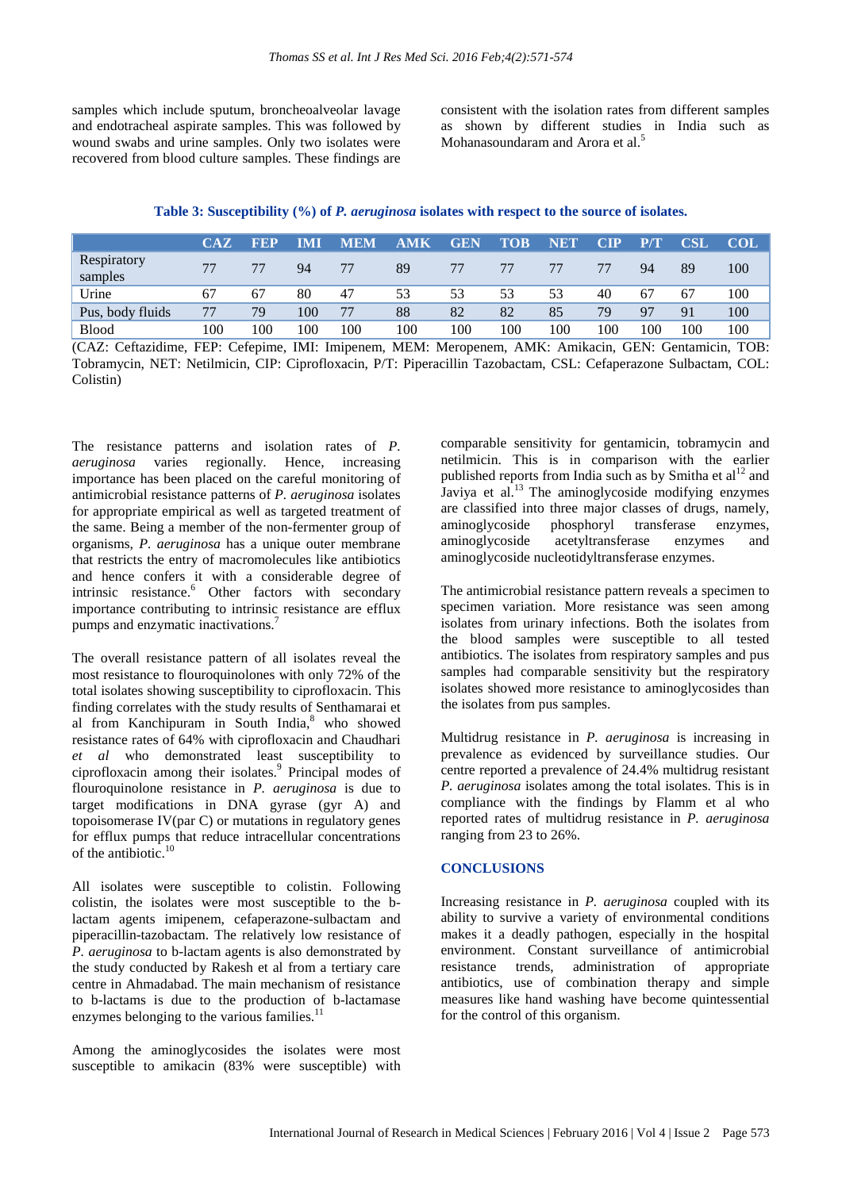samples which include sputum, broncheoalveolar lavage and endotracheal aspirate samples. This was followed by wound swabs and urine samples. Only two isolates were recovered from blood culture samples. These findings are consistent with the isolation rates from different samples as shown by different studies in India such as Mohanasoundaram and Arora et al.[5]

**Table 3: Susceptibility (%) of *P. aeruginosa* isolates with respect to the source of isolates.**

| | CAZ | FEP | IMI | MEM | AMK | GEN | TOB | NET | CIP | P/T | CSL | COL |
|---|---|---|---|---|---|---|---|---|---|---|---|---|
| Respiratory samples | 77 | 77 | 94 | 77 | 89 | 77 | 77 | 77 | 77 | 94 | 89 | 100 |
| Urine | 67 | 67 | 80 | 47 | 53 | 53 | 53 | 53 | 40 | 67 | 67 | 100 |
| Pus, body fluids | 77 | 79 | 100 | 77 | 88 | 82 | 82 | 85 | 79 | 97 | 91 | 100 |
| Blood | 100 | 100 | 100 | 100 | 100 | 100 | 100 | 100 | 100 | 100 | 100 | 100 |

(CAZ: Ceftazidime, FEP: Cefepime, IMI: Imipenem, MEM: Meropenem, AMK: Amikacin, GEN: Gentamicin, TOB: Tobramycin, NET: Netilmicin, CIP: Ciprofloxacin, P/T: Piperacillin Tazobactam, CSL: Cefaperazone Sulbactam, COL: Colistin)

The resistance patterns and isolation rates of *P. aeruginosa* varies regionally. Hence, increasing importance has been placed on the careful monitoring of antimicrobial resistance patterns of *P. aeruginosa* isolates for appropriate empirical as well as targeted treatment of the same. Being a member of the non-fermenter group of organisms, *P. aeruginosa* has a unique outer membrane that restricts the entry of macromolecules like antibiotics and hence confers it with a considerable degree of intrinsic resistance.[6] Other factors with secondary importance contributing to intrinsic resistance are efflux pumps and enzymatic inactivations.[7]

The overall resistance pattern of all isolates reveal the most resistance to flouroquinolones with only 72% of the total isolates showing susceptibility to ciprofloxacin. This finding correlates with the study results of Senthamarai et al from Kanchipuram in South India,[8] who showed resistance rates of 64% with ciprofloxacin and Chaudhari *et al* who demonstrated least susceptibility to ciprofloxacin among their isolates.[9] Principal modes of flouroquinolone resistance in *P. aeruginosa* is due to target modifications in DNA gyrase (gyr A) and topoisomerase IV(par C) or mutations in regulatory genes for efflux pumps that reduce intracellular concentrations of the antibiotic.[10]

All isolates were susceptible to colistin. Following colistin, the isolates were most susceptible to the b-lactam agents imipenem, cefaperazone-sulbactam and piperacillin-tazobactam. The relatively low resistance of *P. aeruginosa* to b-lactam agents is also demonstrated by the study conducted by Rakesh et al from a tertiary care centre in Ahmadabad. The main mechanism of resistance to b-lactams is due to the production of b-lactamase enzymes belonging to the various families.[11]

Among the aminoglycosides the isolates were most susceptible to amikacin (83% were susceptible) with comparable sensitivity for gentamicin, tobramycin and netilmicin. This is in comparison with the earlier published reports from India such as by Smitha et al[12] and Javiya et al.[13] The aminoglycoside modifying enzymes are classified into three major classes of drugs, namely, aminoglycoside phosphoryl transferase enzymes, aminoglycoside acetyltransferase enzymes and aminoglycoside nucleotidyltransferase enzymes.

The antimicrobial resistance pattern reveals a specimen to specimen variation. More resistance was seen among isolates from urinary infections. Both the isolates from the blood samples were susceptible to all tested antibiotics. The isolates from respiratory samples and pus samples had comparable sensitivity but the respiratory isolates showed more resistance to aminoglycosides than the isolates from pus samples.

Multidrug resistance in *P. aeruginosa* is increasing in prevalence as evidenced by surveillance studies. Our centre reported a prevalence of 24.4% multidrug resistant *P. aeruginosa* isolates among the total isolates. This is in compliance with the findings by Flamm et al who reported rates of multidrug resistance in *P. aeruginosa* ranging from 23 to 26%.

## CONCLUSIONS

Increasing resistance in *P. aeruginosa* coupled with its ability to survive a variety of environmental conditions makes it a deadly pathogen, especially in the hospital environment. Constant surveillance of antimicrobial resistance trends, administration of appropriate antibiotics, use of combination therapy and simple measures like hand washing have become quintessential for the control of this organism.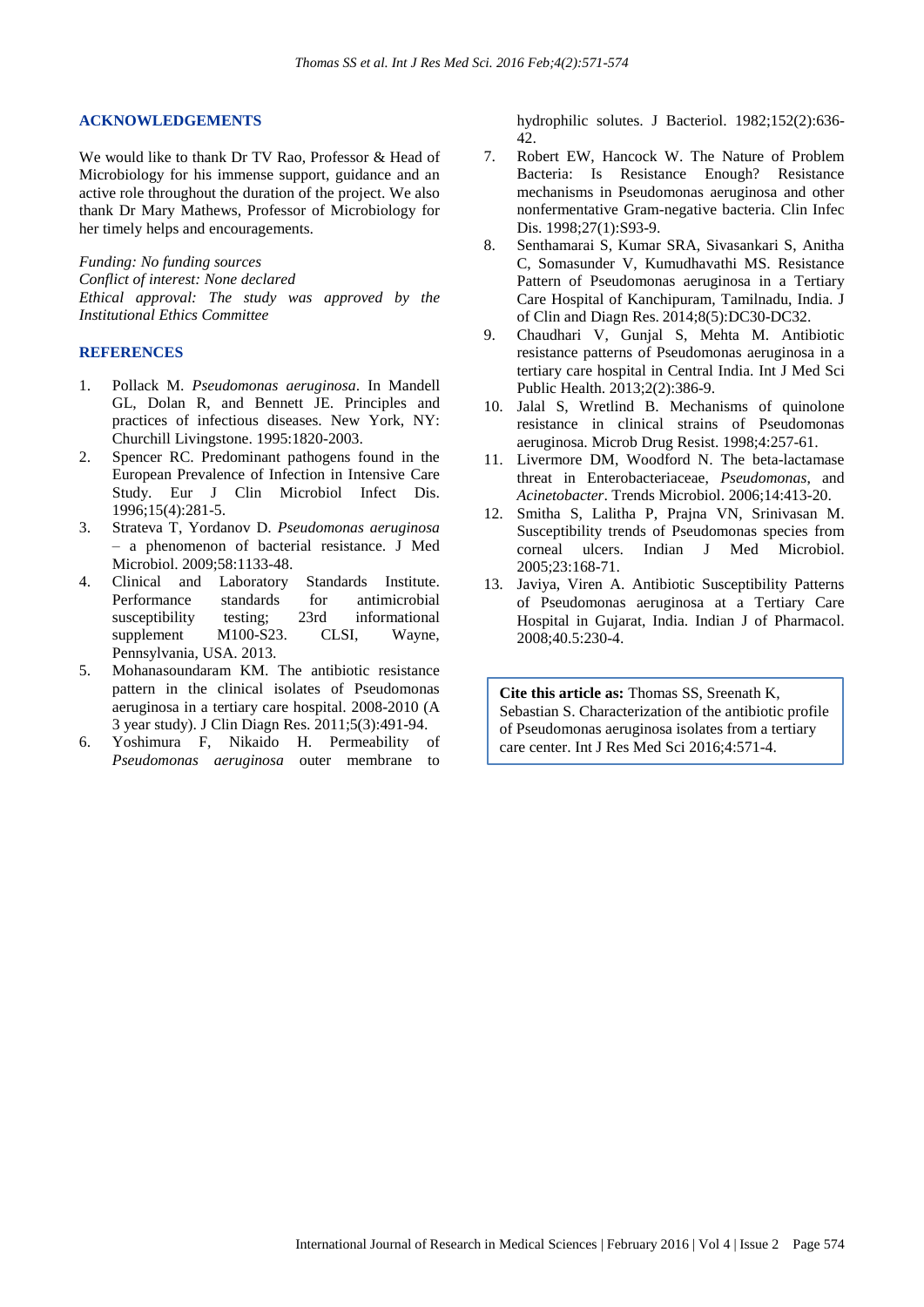## ACKNOWLEDGEMENTS

We would like to thank Dr TV Rao, Professor & Head of Microbiology for his immense support, guidance and an active role throughout the duration of the project. We also thank Dr Mary Mathews, Professor of Microbiology for her timely helps and encouragements.

*Funding: No funding sources*
*Conflict of interest: None declared*
*Ethical approval: The study was approved by the Institutional Ethics Committee*

## REFERENCES

1. Pollack M. *Pseudomonas aeruginosa*. In Mandell GL, Dolan R, and Bennett JE. Principles and practices of infectious diseases. New York, NY: Churchill Livingstone. 1995:1820-2003.
2. Spencer RC. Predominant pathogens found in the European Prevalence of Infection in Intensive Care Study. Eur J Clin Microbiol Infect Dis. 1996;15(4):281-5.
3. Strateva T, Yordanov D. *Pseudomonas aeruginosa* – a phenomenon of bacterial resistance. J Med Microbiol. 2009;58:1133-48.
4. Clinical and Laboratory Standards Institute. Performance standards for antimicrobial susceptibility testing; 23rd informational supplement M100-S23. CLSI, Wayne, Pennsylvania, USA. 2013.
5. Mohanasoundaram KM. The antibiotic resistance pattern in the clinical isolates of Pseudomonas aeruginosa in a tertiary care hospital. 2008-2010 (A 3 year study). J Clin Diagn Res. 2011;5(3):491-94.
6. Yoshimura F, Nikaido H. Permeability of *Pseudomonas aeruginosa* outer membrane to hydrophilic solutes. J Bacteriol. 1982;152(2):636-42.
7. Robert EW, Hancock W. The Nature of Problem Bacteria: Is Resistance Enough? Resistance mechanisms in Pseudomonas aeruginosa and other nonfermentative Gram-negative bacteria. Clin Infec Dis. 1998;27(1):S93-9.
8. Senthamarai S, Kumar SRA, Sivasankari S, Anitha C, Somasunder V, Kumudhavathi MS. Resistance Pattern of Pseudomonas aeruginosa in a Tertiary Care Hospital of Kanchipuram, Tamilnadu, India. J of Clin and Diagn Res. 2014;8(5):DC30-DC32.
9. Chaudhari V, Gunjal S, Mehta M. Antibiotic resistance patterns of Pseudomonas aeruginosa in a tertiary care hospital in Central India. Int J Med Sci Public Health. 2013;2(2):386-9.
10. Jalal S, Wretlind B. Mechanisms of quinolone resistance in clinical strains of Pseudomonas aeruginosa. Microb Drug Resist. 1998;4:257-61.
11. Livermore DM, Woodford N. The beta-lactamase threat in Enterobacteriaceae, *Pseudomonas*, and *Acinetobacter*. Trends Microbiol. 2006;14:413-20.
12. Smitha S, Lalitha P, Prajna VN, Srinivasan M. Susceptibility trends of Pseudomonas species from corneal ulcers. Indian J Med Microbiol. 2005;23:168-71.
13. Javiya, Viren A. Antibiotic Susceptibility Patterns of Pseudomonas aeruginosa at a Tertiary Care Hospital in Gujarat, India. Indian J of Pharmacol. 2008;40.5:230-4.

**Cite this article as:** Thomas SS, Sreenath K, Sebastian S. Characterization of the antibiotic profile of Pseudomonas aeruginosa isolates from a tertiary care center. Int J Res Med Sci 2016;4:571-4.